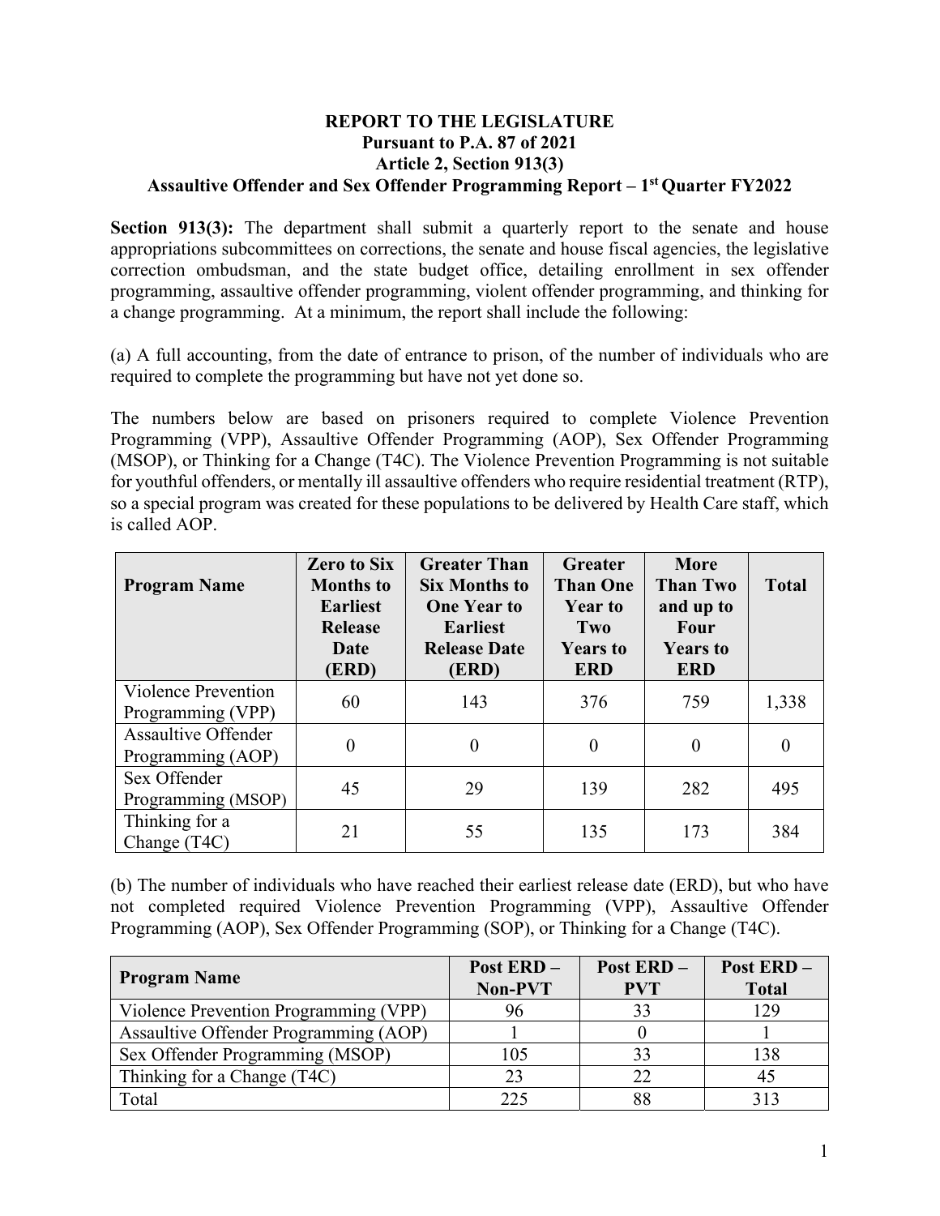# REPORT TO THE LEGISLATURE
## Pursuant to P.A. 87 of 2021
## Article 2, Section 913(3)
## Assaultive Offender and Sex Offender Programming Report – 1st Quarter FY2022

**Section 913(3):** The department shall submit a quarterly report to the senate and house appropriations subcommittees on corrections, the senate and house fiscal agencies, the legislative correction ombudsman, and the state budget office, detailing enrollment in sex offender programming, assaultive offender programming, violent offender programming, and thinking for a change programming. At a minimum, the report shall include the following:

(a) A full accounting, from the date of entrance to prison, of the number of individuals who are required to complete the programming but have not yet done so.

The numbers below are based on prisoners required to complete Violence Prevention Programming (VPP), Assaultive Offender Programming (AOP), Sex Offender Programming (MSOP), or Thinking for a Change (T4C). The Violence Prevention Programming is not suitable for youthful offenders, or mentally ill assaultive offenders who require residential treatment (RTP), so a special program was created for these populations to be delivered by Health Care staff, which is called AOP.

| Program Name | Zero to Six Months to Earliest Release Date (ERD) | Greater Than Six Months to One Year to Earliest Release Date (ERD) | Greater Than One Year to Two Years to ERD | More Than Two and up to Four Years to ERD | Total |
|---|---|---|---|---|---|
| Violence Prevention Programming (VPP) | 60 | 143 | 376 | 759 | 1,338 |
| Assaultive Offender Programming (AOP) | 0 | 0 | 0 | 0 | 0 |
| Sex Offender Programming (MSOP) | 45 | 29 | 139 | 282 | 495 |
| Thinking for a Change (T4C) | 21 | 55 | 135 | 173 | 384 |

(b) The number of individuals who have reached their earliest release date (ERD), but who have not completed required Violence Prevention Programming (VPP), Assaultive Offender Programming (AOP), Sex Offender Programming (SOP), or Thinking for a Change (T4C).

| Program Name | Post ERD – Non-PVT | Post ERD – PVT | Post ERD – Total |
|---|---|---|---|
| Violence Prevention Programming (VPP) | 96 | 33 | 129 |
| Assaultive Offender Programming (AOP) | 1 | 0 | 1 |
| Sex Offender Programming (MSOP) | 105 | 33 | 138 |
| Thinking for a Change (T4C) | 23 | 22 | 45 |
| Total | 225 | 88 | 313 |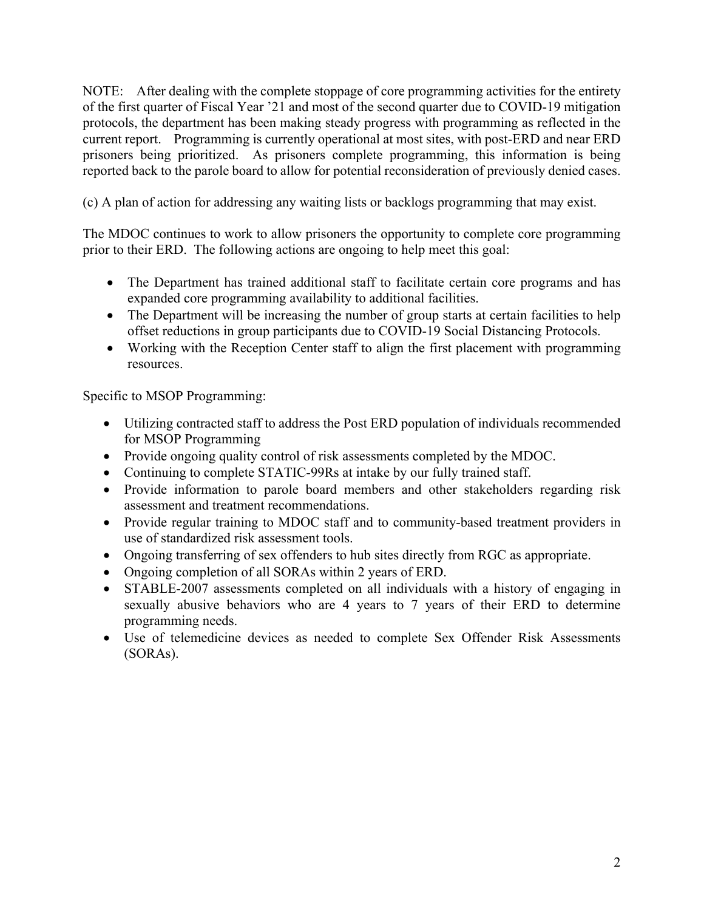NOTE: After dealing with the complete stoppage of core programming activities for the entirety of the first quarter of Fiscal Year '21 and most of the second quarter due to COVID-19 mitigation protocols, the department has been making steady progress with programming as reflected in the current report. Programming is currently operational at most sites, with post-ERD and near ERD prisoners being prioritized. As prisoners complete programming, this information is being reported back to the parole board to allow for potential reconsideration of previously denied cases.

(c) A plan of action for addressing any waiting lists or backlogs programming that may exist.

The MDOC continues to work to allow prisoners the opportunity to complete core programming prior to their ERD. The following actions are ongoing to help meet this goal:

- The Department has trained additional staff to facilitate certain core programs and has expanded core programming availability to additional facilities.
- The Department will be increasing the number of group starts at certain facilities to help offset reductions in group participants due to COVID-19 Social Distancing Protocols.
- Working with the Reception Center staff to align the first placement with programming resources.

Specific to MSOP Programming:

- Utilizing contracted staff to address the Post ERD population of individuals recommended for MSOP Programming
- Provide ongoing quality control of risk assessments completed by the MDOC.
- Continuing to complete STATIC-99Rs at intake by our fully trained staff.
- Provide information to parole board members and other stakeholders regarding risk assessment and treatment recommendations.
- Provide regular training to MDOC staff and to community-based treatment providers in use of standardized risk assessment tools.
- Ongoing transferring of sex offenders to hub sites directly from RGC as appropriate.
- Ongoing completion of all SORAs within 2 years of ERD.
- STABLE-2007 assessments completed on all individuals with a history of engaging in sexually abusive behaviors who are 4 years to 7 years of their ERD to determine programming needs.
- Use of telemedicine devices as needed to complete Sex Offender Risk Assessments (SORAs).